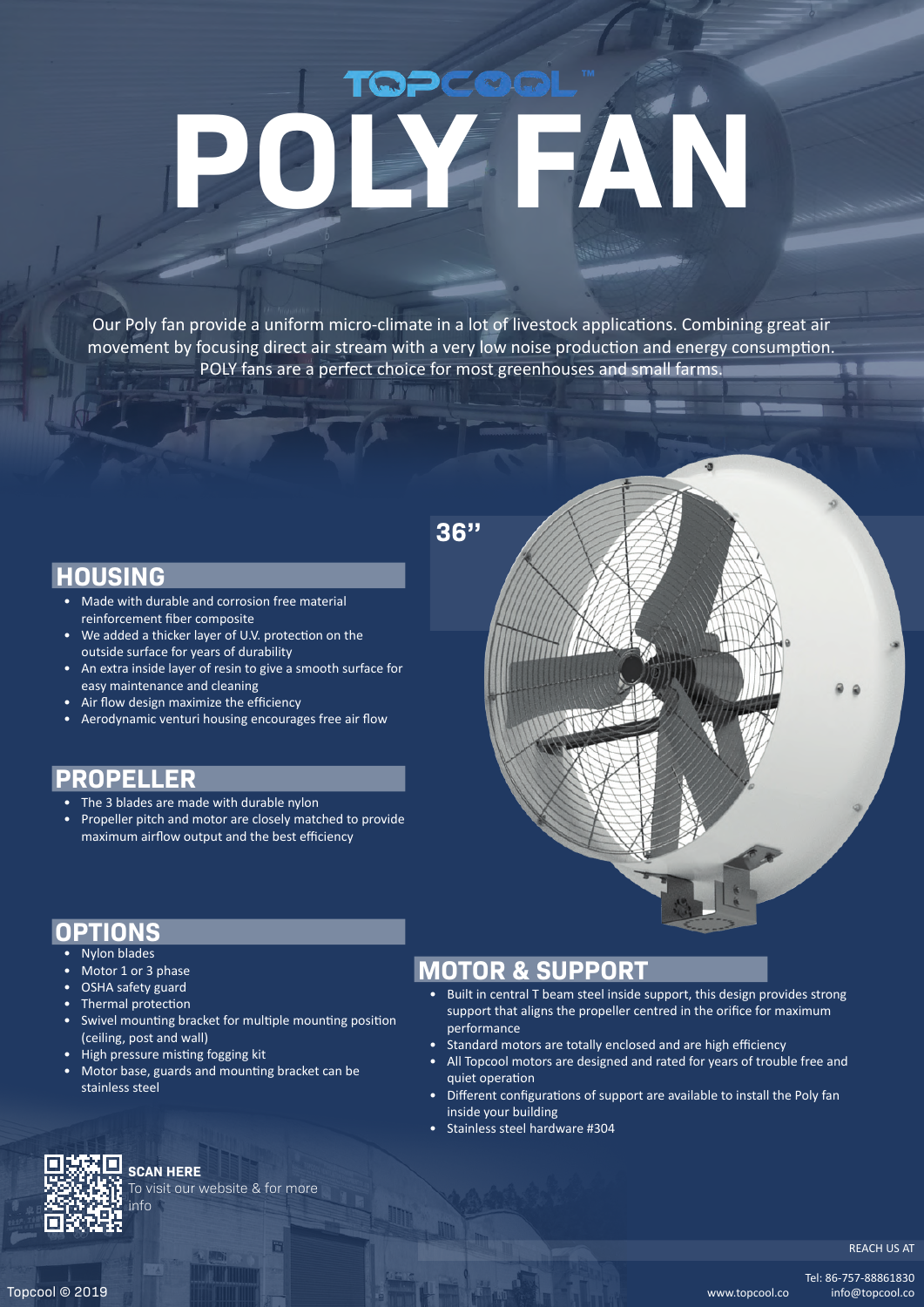# TOPCOOL™ POLY FAN

Our Poly fan provide a uniform micro-climate in a lot of livestock applications. Combining great air movement by focusing direct air stream with a very low noise production and energy consumption. POLY fans are a perfect choice for most greenhouses and small farms.

36''

## HOUSING

- Made with durable and corrosion free material reinforcement fiber composite
- We added a thicker layer of U.V. protection on the outside surface for years of durability
- An extra inside layer of resin to give a smooth surface for easy maintenance and cleaning
- Air flow design maximize the efficiency
- Aerodynamic venturi housing encourages free air flow

## PROPELLER

- The 3 blades are made with durable nylon
- Propeller pitch and motor are closely matched to provide maximum airflow output and the best efficiency

## OPTIONS

- Nylon blades
- Motor 1 or 3 phase
- OSHA safety guard
- Thermal protection
- Swivel mounting bracket for multiple mounting position (ceiling, post and wall)
- High pressure misting fogging kit
- Motor base, guards and mounting bracket can be stainless steel

## MOTOR & SUPPORT

- Built in central T beam steel inside support, this design provides strong support that aligns the propeller centred in the orifice for maximum performance
- Standard motors are totally enclosed and are high efficiency
- All Topcool motors are designed and rated for years of trouble free and quiet operation
- Different configurations of support are available to install the Poly fan inside your building
- Stainless steel hardware #304

**SCAN HERE**
To visit our website & for more info

Topcool © 2019

REACH US AT

www.topcool.co

Tel: 86-757-88861830
info@topcool.co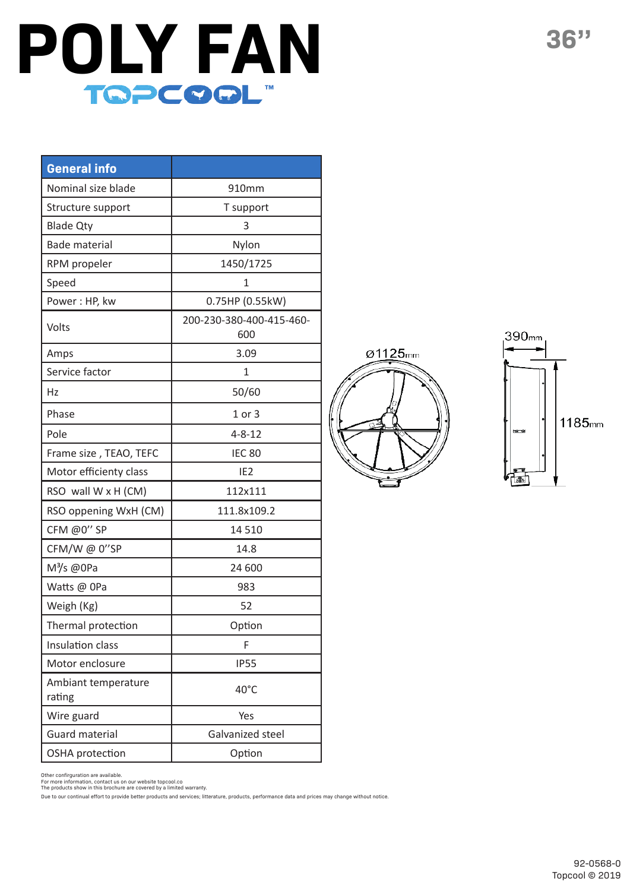# POLY FAN

TOPCOOL™

36''

| General info | |
|---|---|
| Nominal size blade | 910mm |
| Structure support | T support |
| Blade Qty | 3 |
| Bade material | Nylon |
| RPM propeler | 1450/1725 |
| Speed | 1 |
| Power : HP, kw | 0.75HP (0.55kW) |
| Volts | 200-230-380-400-415-460-600 |
| Amps | 3.09 |
| Service factor | 1 |
| Hz | 50/60 |
| Phase | 1 or 3 |
| Pole | 4-8-12 |
| Frame size , TEAO, TEFC | IEC 80 |
| Motor efficiency class | IE2 |
| RSO wall W x H (CM) | 112x111 |
| RSO oppening WxH (CM) | 111.8x109.2 |
| CFM @0'' SP | 14 510 |
| CFM/W @ 0''SP | 14.8 |
| $M^3/s$ @0Pa | 24 600 |
| Watts @ 0Pa | 983 |
| Weigh (Kg) | 52 |
| Thermal protection | Option |
| Insulation class | F |
| Motor enclosure | IP55 |
| Ambiant temperature rating | 40°C |
| Wire guard | Yes |
| Guard material | Galvanized steel |
| OSHA protection | Option |

ø1125mm

390mm

1185mm

Other confirguration are available.
For more information, contact us on our website topcool.co
The products show in this brochure are covered by a limited warranty.
Due to our continual effort to provide better products and services; litterature, products, performance data and prices may change without notice.

92-0568-0
Topcool © 2019